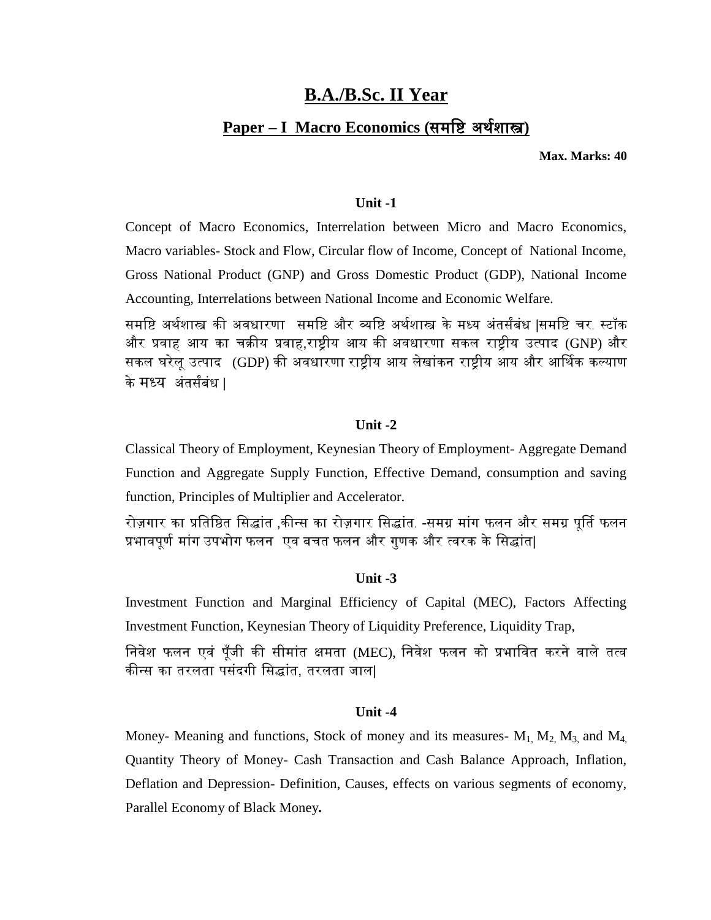# B.A./B.Sc. II Year

## Paper – I Macro Economics (समष्टि अर्थशास्त्र)

**Max. Marks: 40**

### Unit -1

Concept of Macro Economics, Interrelation between Micro and Macro Economics, Macro variables- Stock and Flow, Circular flow of Income, Concept of National Income, Gross National Product (GNP) and Gross Domestic Product (GDP), National Income Accounting, Interrelations between National Income and Economic Welfare.

समष्टि अर्थशास्त्र की अवधारणा समष्टि और व्यष्टि अर्थशास्त्र के मध्य अंतर्संबंध |समष्टि चर. स्टॉक और प्रवाह आय का चक्रीय प्रवाह,राष्ट्रीय आय की अवधारणा सकल राष्ट्रीय उत्पाद (GNP) और सकल घरेलू उत्पाद (GDP) की अवधारणा राष्ट्रीय आय लेखांकन राष्ट्रीय आय और आर्थिक कल्याण के मध्य अंतर्संबंध |

### Unit -2

Classical Theory of Employment, Keynesian Theory of Employment- Aggregate Demand Function and Aggregate Supply Function, Effective Demand, consumption and saving function, Principles of Multiplier and Accelerator.

रोज़गार का प्रतिष्ठित सिद्धांत ,कीन्स का रोज़गार सिद्धांत. -समग्र मांग फलन और समग्र पूर्ति फलन प्रभावपूर्ण मांग उपभोग फलन एव बचत फलन और गुणक और त्वरक के सिद्धांत|

### Unit -3

Investment Function and Marginal Efficiency of Capital (MEC), Factors Affecting Investment Function, Keynesian Theory of Liquidity Preference, Liquidity Trap,

निवेश फलन एवं पूँजी की सीमांत क्षमता (MEC), निवेश फलन को प्रभावित करने वाले तत्व कीन्स का तरलता पसंदगी सिद्धांत, तरलता जाल|

### Unit -4

Money- Meaning and functions, Stock of money and its measures- $M_1$, $M_2$, $M_3$, and $M_4$, Quantity Theory of Money- Cash Transaction and Cash Balance Approach, Inflation, Deflation and Depression- Definition, Causes, effects on various segments of economy, Parallel Economy of Black Money**.**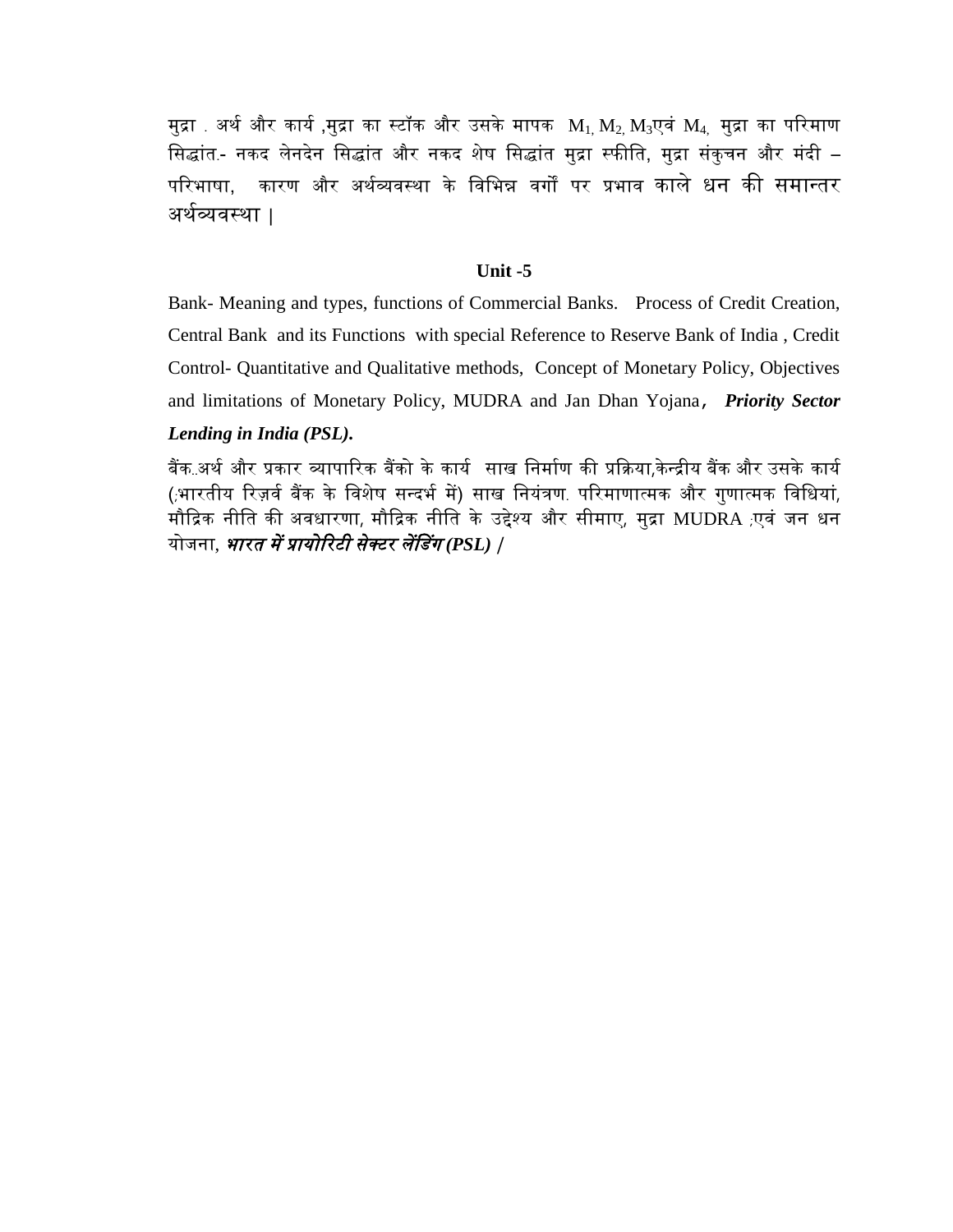मुद्रा . अर्थ और कार्य ,मुद्रा का स्टॉक और उसके मापक $M_1$, $M_2$, $M_3$एवं $M_4$, मुद्रा का परिमाण सिद्धांत.- नकद लेनदेन सिद्धांत और नकद शेष सिद्धांत मुद्रा स्फीति, मुद्रा संकुचन और मंदी – परिभाषा, कारण और अर्थव्यवस्था के विभिन्न वर्गों पर प्रभाव काले धन की समान्तर अर्थव्यवस्था |

## Unit -5

Bank- Meaning and types, functions of Commercial Banks. Process of Credit Creation, Central Bank and its Functions with special Reference to Reserve Bank of India , Credit Control- Quantitative and Qualitative methods, Concept of Monetary Policy, Objectives and limitations of Monetary Policy, MUDRA and Jan Dhan Yojana, ***Priority Sector Lending in India (PSL).***

बैंक..अर्थ और प्रकार व्यापारिक बैंको के कार्य साख निर्माण की प्रक्रिया,केन्द्रीय बैंक और उसके कार्य (;भारतीय रिज़र्व बैंक के विशेष सन्दर्भ में) साख नियंत्रण. परिमाणात्मक और गुणात्मक विधियां, मौद्रिक नीति की अवधारणा, मौद्रिक नीति के उद्देश्य और सीमाए, मुद्रा MUDRA ;एवं जन धन योजना, ***भारत में प्रायोरिटी सेक्टर लेंडिंग (PSL) /***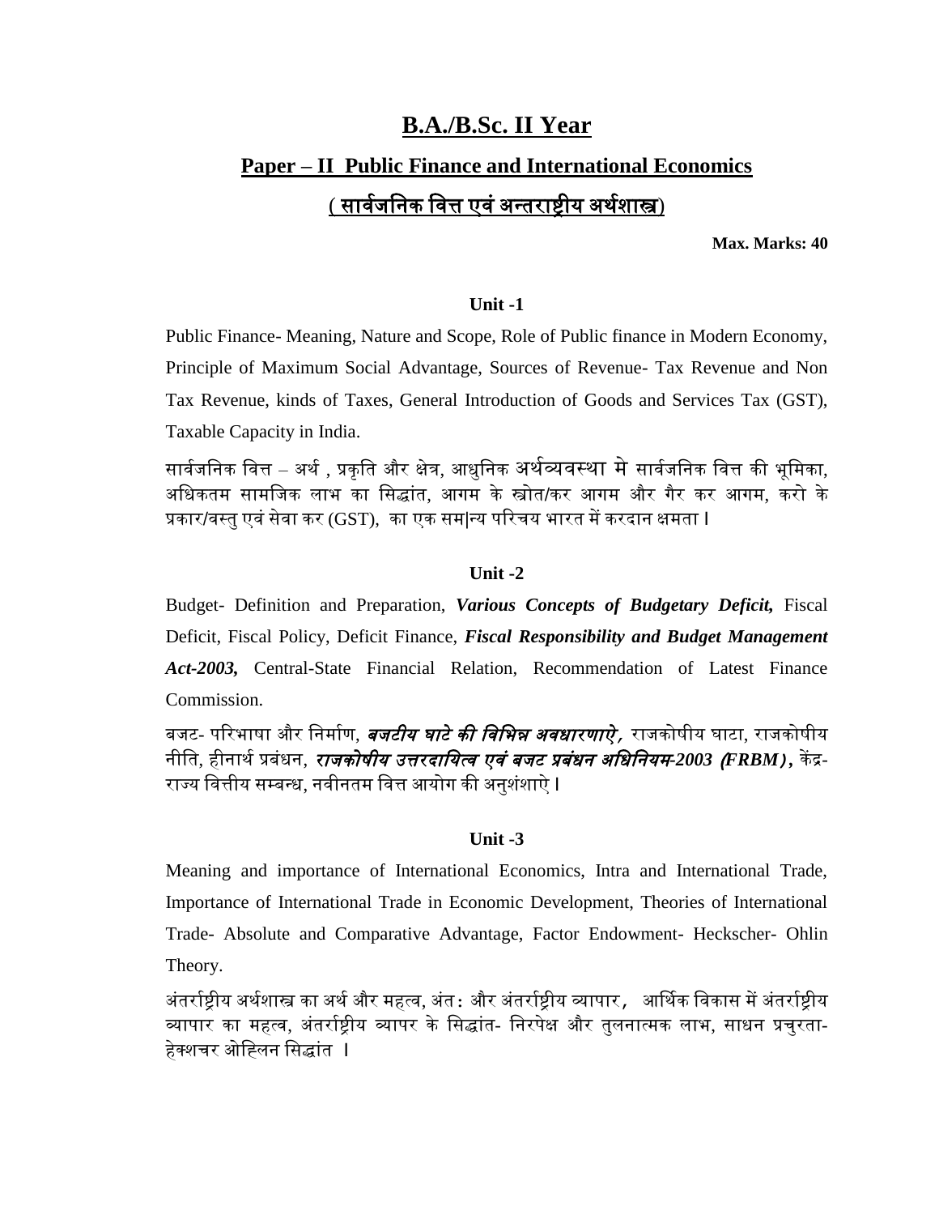# B.A./B.Sc. II Year

## Paper – II Public Finance and International Economics

## ( सार्वजनिक वित्त एवं अन्तराष्ट्रीय अर्थशास्त्र)

**Max. Marks: 40**

### Unit -1

Public Finance- Meaning, Nature and Scope, Role of Public finance in Modern Economy, Principle of Maximum Social Advantage, Sources of Revenue- Tax Revenue and Non Tax Revenue, kinds of Taxes, General Introduction of Goods and Services Tax (GST), Taxable Capacity in India.

सार्वजनिक वित्त – अर्थ , प्रकृति और क्षेत्र, आधुनिक अर्थव्यवस्था मे सार्वजनिक वित्त की भूमिका, अधिकतम सामजिक लाभ का सिद्धांत, आगम के स्त्रोत/कर आगम और गैर कर आगम, करो के प्रकार/वस्तु एवं सेवा कर (GST), का एक सम|न्य परिचय भारत में करदान क्षमता l

### Unit -2

Budget- Definition and Preparation, ***Various Concepts of Budgetary Deficit,*** Fiscal Deficit, Fiscal Policy, Deficit Finance, ***Fiscal Responsibility and Budget Management Act-2003,*** Central-State Financial Relation, Recommendation of Latest Finance Commission.

बजट- परिभाषा और निर्माण, ***बजटीय घाटे की विभिन्न अवधारणाऐ,*** राजकोषीय घाटा, राजकोषीय नीति, हीनार्थ प्रबंधन, ***राजकोषीय उत्तरदायित्व एवं बजट प्रबंधन अधिनियम-2003 (FRBM),*** केंद्र-राज्य वित्तीय सम्बन्ध, नवीनतम वित्त आयोग की अनुशंशाऐ l

### Unit -3

Meaning and importance of International Economics, Intra and International Trade, Importance of International Trade in Economic Development, Theories of International Trade- Absolute and Comparative Advantage, Factor Endowment- Heckscher- Ohlin Theory.

अंतर्राष्ट्रीय अर्थशास्त्र का अर्थ और महत्व, अंत: और अंतर्राष्ट्रीय व्यापार, आर्थिक विकास में अंतर्राष्ट्रीय व्यापार का महत्व, अंतर्राष्ट्रीय व्यापर के सिद्धांत- निरपेक्ष और तुलनात्मक लाभ, साधन प्रचुरता- हेक्शचर ओह्लिन सिद्धांत l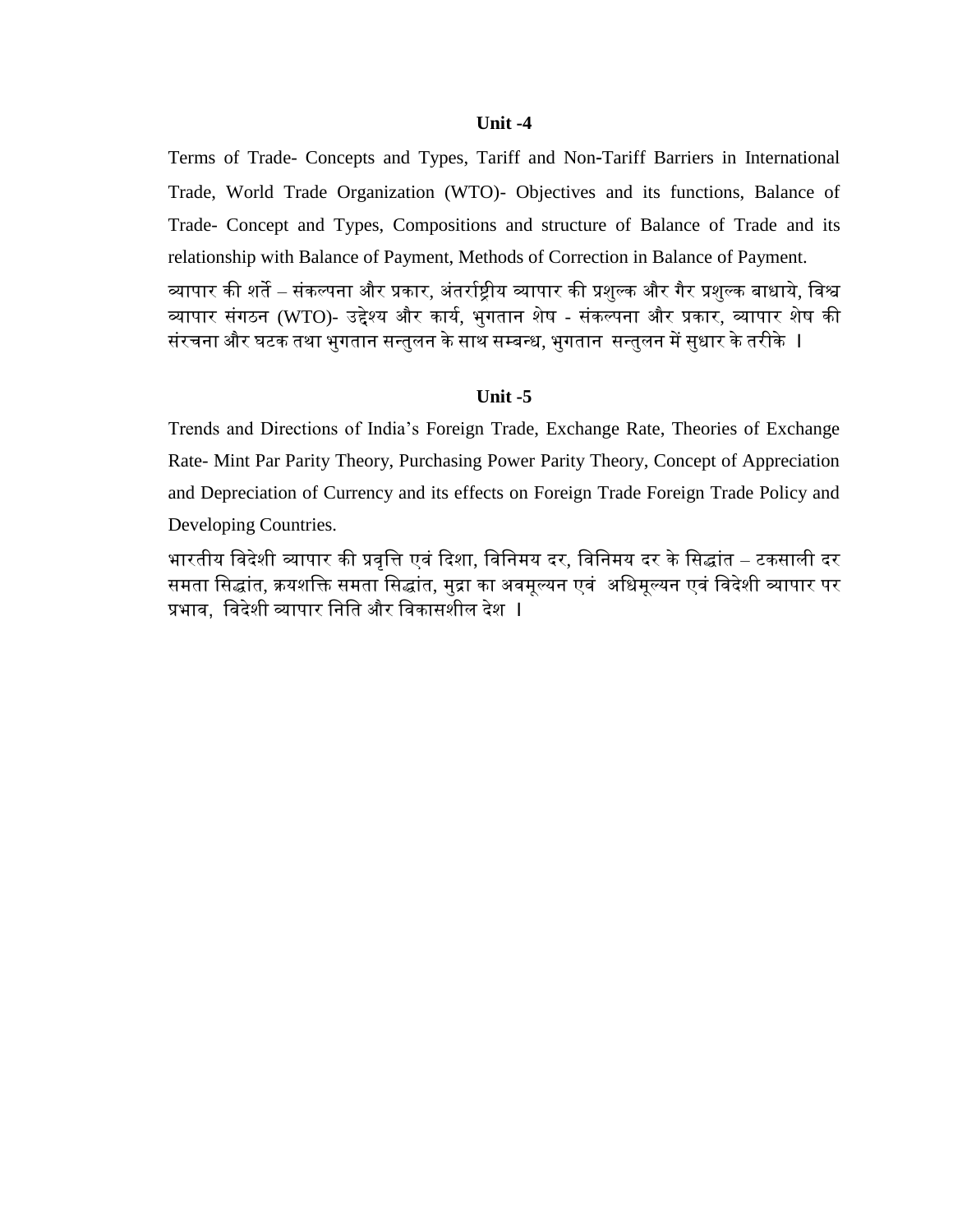**Unit -4**

Terms of Trade- Concepts and Types, Tariff and Non-Tariff Barriers in International Trade, World Trade Organization (WTO)- Objectives and its functions, Balance of Trade- Concept and Types, Compositions and structure of Balance of Trade and its relationship with Balance of Payment, Methods of Correction in Balance of Payment.

व्यापार की शर्ते – संकल्पना और प्रकार, अंतर्राष्ट्रीय व्यापार की प्रशुल्क और गैर प्रशुल्क बाधाये, विश्व व्यापार संगठन (WTO)- उद्देश्य और कार्य, भुगतान शेष - संकल्पना और प्रकार, व्यापार शेष की संरचना और घटक तथा भुगतान सन्तुलन के साथ सम्बन्ध, भुगतान सन्तुलन में सुधार के तरीके ।

**Unit -5**

Trends and Directions of India's Foreign Trade, Exchange Rate, Theories of Exchange Rate- Mint Par Parity Theory, Purchasing Power Parity Theory, Concept of Appreciation and Depreciation of Currency and its effects on Foreign Trade Foreign Trade Policy and Developing Countries.

भारतीय विदेशी व्यापार की प्रवृत्ति एवं दिशा, विनिमय दर, विनिमय दर के सिद्धांत – टकसाली दर समता सिद्धांत, क्रयशक्ति समता सिद्धांत, मुद्रा का अवमूल्यन एवं अधिमूल्यन एवं विदेशी व्यापार पर प्रभाव, विदेशी व्यापार निति और विकासशील देश ।